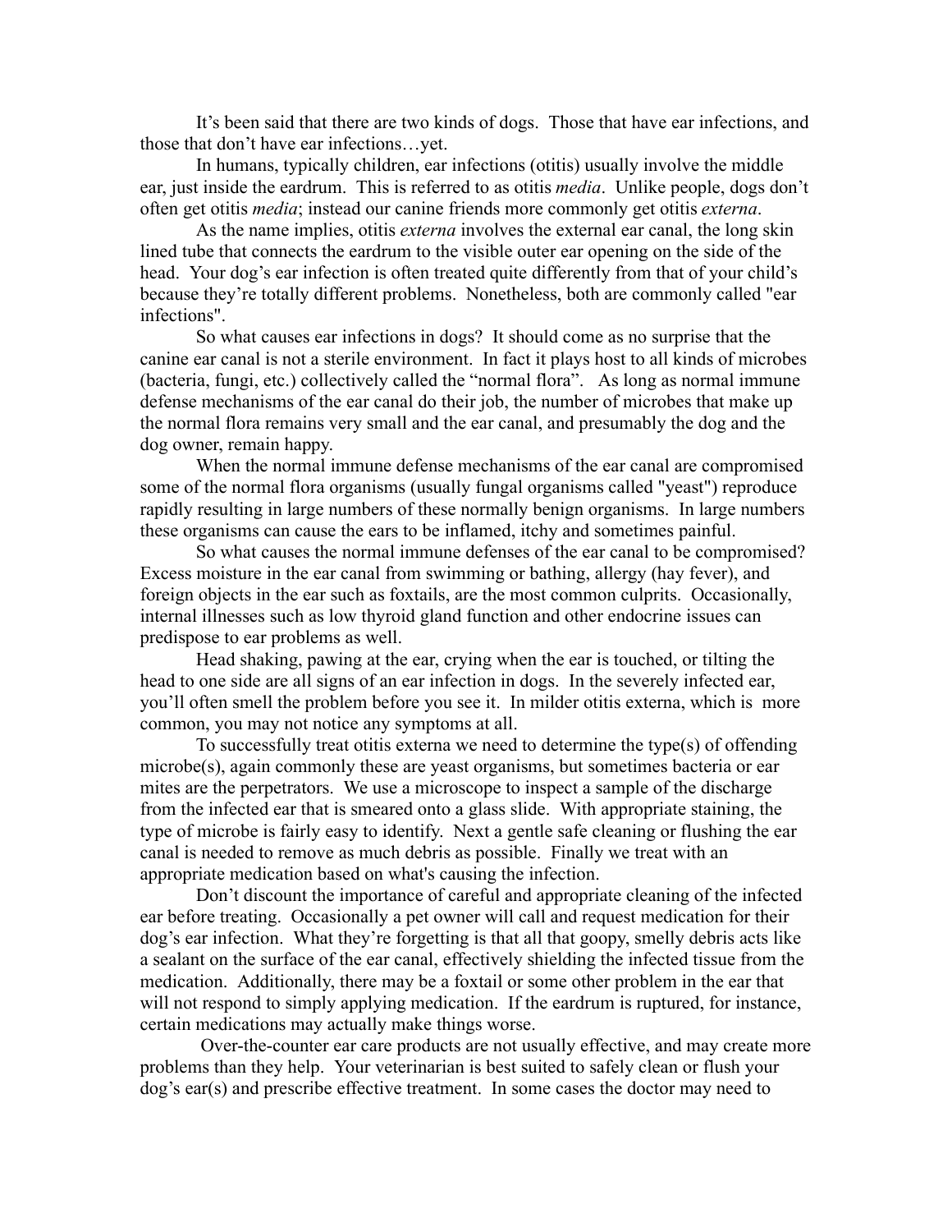It's been said that there are two kinds of dogs. Those that have ear infections, and those that don't have ear infections…yet.

In humans, typically children, ear infections (otitis) usually involve the middle ear, just inside the eardrum. This is referred to as otitis *media*. Unlike people, dogs don't often get otitis *media*; instead our canine friends more commonly get otitis *externa*.

As the name implies, otitis *externa* involves the external ear canal, the long skin lined tube that connects the eardrum to the visible outer ear opening on the side of the head. Your dog's ear infection is often treated quite differently from that of your child's because they're totally different problems. Nonetheless, both are commonly called "ear infections".

So what causes ear infections in dogs? It should come as no surprise that the canine ear canal is not a sterile environment. In fact it plays host to all kinds of microbes (bacteria, fungi, etc.) collectively called the "normal flora". As long as normal immune defense mechanisms of the ear canal do their job, the number of microbes that make up the normal flora remains very small and the ear canal, and presumably the dog and the dog owner, remain happy.

When the normal immune defense mechanisms of the ear canal are compromised some of the normal flora organisms (usually fungal organisms called "yeast") reproduce rapidly resulting in large numbers of these normally benign organisms. In large numbers these organisms can cause the ears to be inflamed, itchy and sometimes painful.

So what causes the normal immune defenses of the ear canal to be compromised? Excess moisture in the ear canal from swimming or bathing, allergy (hay fever), and foreign objects in the ear such as foxtails, are the most common culprits. Occasionally, internal illnesses such as low thyroid gland function and other endocrine issues can predispose to ear problems as well.

Head shaking, pawing at the ear, crying when the ear is touched, or tilting the head to one side are all signs of an ear infection in dogs. In the severely infected ear, you'll often smell the problem before you see it. In milder otitis externa, which is more common, you may not notice any symptoms at all.

To successfully treat otitis externa we need to determine the type(s) of offending microbe(s), again commonly these are yeast organisms, but sometimes bacteria or ear mites are the perpetrators. We use a microscope to inspect a sample of the discharge from the infected ear that is smeared onto a glass slide. With appropriate staining, the type of microbe is fairly easy to identify. Next a gentle safe cleaning or flushing the ear canal is needed to remove as much debris as possible. Finally we treat with an appropriate medication based on what's causing the infection.

Don't discount the importance of careful and appropriate cleaning of the infected ear before treating. Occasionally a pet owner will call and request medication for their dog's ear infection. What they're forgetting is that all that goopy, smelly debris acts like a sealant on the surface of the ear canal, effectively shielding the infected tissue from the medication. Additionally, there may be a foxtail or some other problem in the ear that will not respond to simply applying medication. If the eardrum is ruptured, for instance, certain medications may actually make things worse.

Over-the-counter ear care products are not usually effective, and may create more problems than they help. Your veterinarian is best suited to safely clean or flush your dog's ear(s) and prescribe effective treatment. In some cases the doctor may need to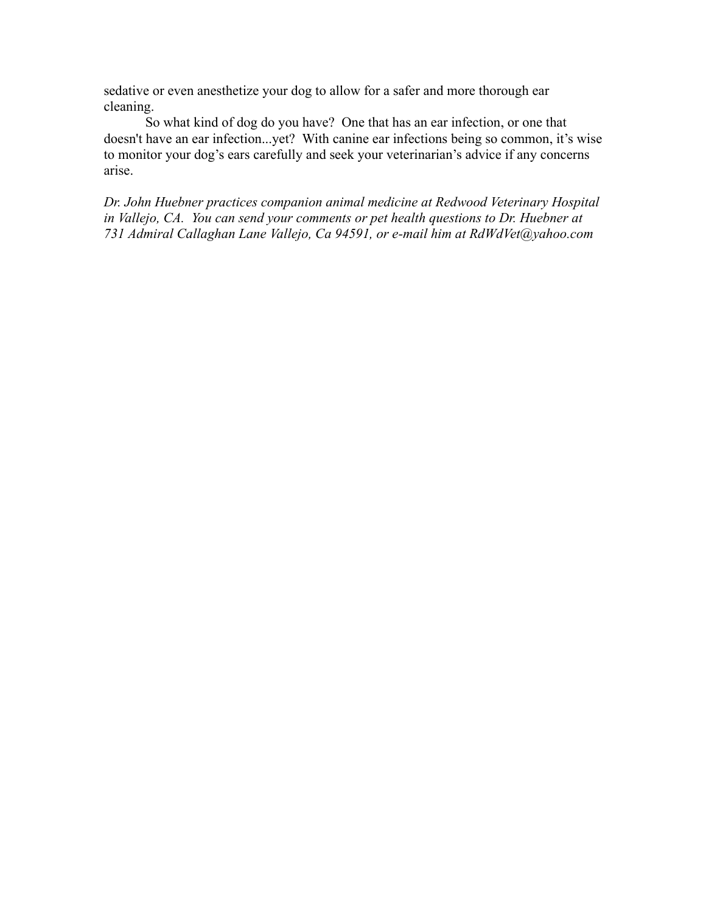sedative or even anesthetize your dog to allow for a safer and more thorough ear cleaning.

So what kind of dog do you have? One that has an ear infection, or one that doesn't have an ear infection...yet? With canine ear infections being so common, it's wise to monitor your dog's ears carefully and seek your veterinarian's advice if any concerns arise.

*Dr. John Huebner practices companion animal medicine at Redwood Veterinary Hospital in Vallejo, CA. You can send your comments or pet health questions to Dr. Huebner at 731 Admiral Callaghan Lane Vallejo, Ca 94591, or e-mail him at RdWdVet@yahoo.com*